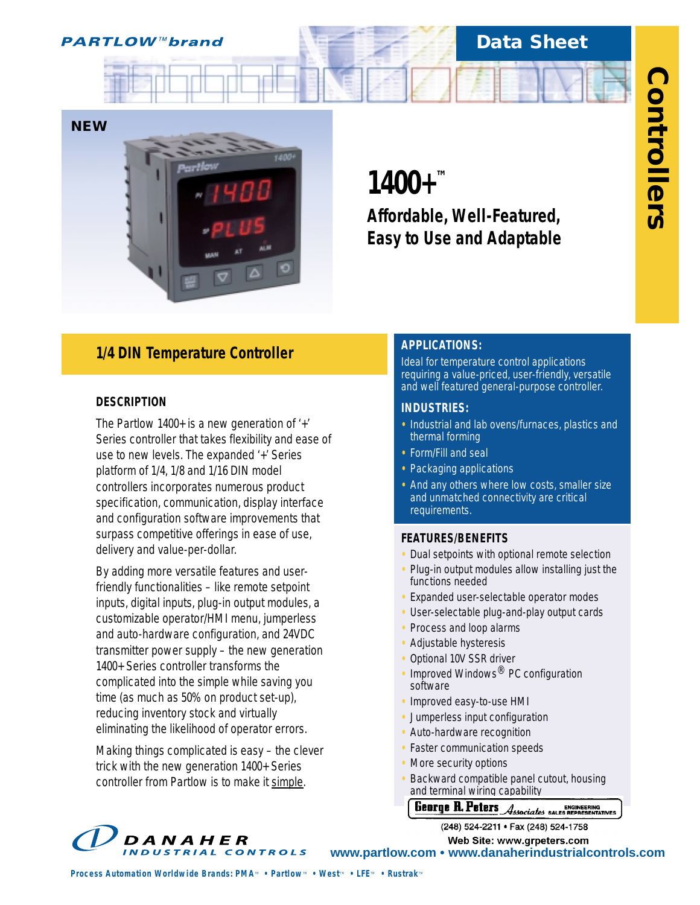PARTLOW™ brand

Data Sheet

Controllers

NEW

# 1400+™

## Affordable, Well-Featured, Easy to Use and Adaptable

## 1/4 DIN Temperature Controller

### DESCRIPTION

The Partlow 1400+ is a new generation of '+' Series controller that takes flexibility and ease of use to new levels. The expanded '+' Series platform of 1/4, 1/8 and 1/16 DIN model controllers incorporates numerous product specification, communication, display interface and configuration software improvements that surpass competitive offerings in ease of use, delivery and value-per-dollar.

By adding more versatile features and user-friendly functionalities – like remote setpoint inputs, digital inputs, plug-in output modules, a customizable operator/HMI menu, jumperless and auto-hardware configuration, and 24VDC transmitter power supply – the new generation 1400+ Series controller transforms the complicated into the simple while saving you time (as much as 50% on product set-up), reducing inventory stock and virtually eliminating the likelihood of operator errors.

Making things complicated is easy – the clever trick with the new generation 1400+ Series controller from Partlow is to make it simple.

### APPLICATIONS:

Ideal for temperature control applications requiring a value-priced, user-friendly, versatile and well featured general-purpose controller.

### INDUSTRIES:

- Industrial and lab ovens/furnaces, plastics and thermal forming
- Form/Fill and seal
- Packaging applications
- And any others where low costs, smaller size and unmatched connectivity are critical requirements.

### FEATURES/BENEFITS

- Dual setpoints with optional remote selection
- Plug-in output modules allow installing just the functions needed
- Expanded user-selectable operator modes
- User-selectable plug-and-play output cards
- Process and loop alarms
- Adjustable hysteresis
- Optional 10V SSR driver
- Improved Windows® PC configuration software
- Improved easy-to-use HMI
- Jumperless input configuration
- Auto-hardware recognition
- Faster communication speeds
- More security options
- Backward compatible panel cutout, housing and terminal wiring capability

George R. Peters Associates ENGINEERING SALES REPRESENTATIVES

(248) 524-2211 • Fax (248) 524-1758

Web Site: www.grpeters.com

DANAHER INDUSTRIAL CONTROLS

www.partlow.com • www.danaherindustrialcontrols.com

Process Automation Worldwide Brands: PMA™ • Partlow™ • West™ • LFE™ • Rustrak™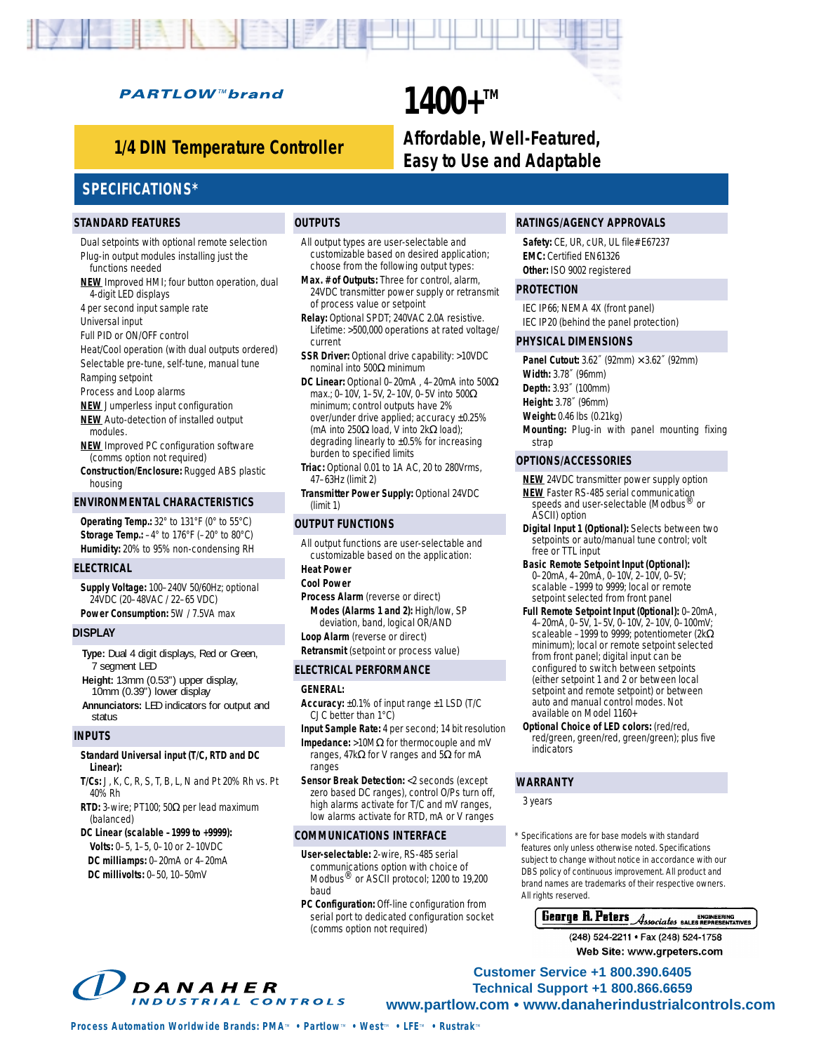PARTLOW™ brand

# 1400+™

## 1/4 DIN Temperature Controller

**Affordable, Well-Featured, Easy to Use and Adaptable**

## SPECIFICATIONS*

### STANDARD FEATURES

- Dual setpoints with optional remote selection
- Plug-in output modules installing just the functions needed
- **NEW** Improved HMI; four button operation, dual 4-digit LED displays
- 4 per second input sample rate
- Universal input
- Full PID or ON/OFF control
- Heat/Cool operation (with dual outputs ordered)
- Selectable pre-tune, self-tune, manual tune
- Ramping setpoint
- Process and Loop alarms
- **NEW** Jumperless input configuration
- **NEW** Auto-detection of installed output modules.
- **NEW** Improved PC configuration software (comms option not required)
- **Construction/Enclosure:** Rugged ABS plastic housing

### ENVIRONMENTAL CHARACTERISTICS

**Operating Temp.:** 32° to 131°F (0° to 55°C)
**Storage Temp.:** –4° to 176°F (–20° to 80°C)
**Humidity:** 20% to 95% non-condensing RH

### ELECTRICAL

**Supply Voltage:** 100–240V 50/60Hz; optional 24VDC (20–48VAC / 22–65 VDC)
**Power Consumption:** 5W / 7.5VA max

### DISPLAY

**Type:** Dual 4 digit displays, Red or Green, 7 segment LED
**Height:** 13mm (0.53") upper display, 10mm (0.39") lower display
**Annunciators:** LED indicators for output and status

### INPUTS

**Standard Universal input (T/C, RTD and DC Linear):**
**T/Cs:** J, K, C, R, S, T, B, L, N and Pt 20% Rh vs. Pt 40% Rh
**RTD:** 3-wire; PT100; 50Ω per lead maximum (balanced)
**DC Linear (scalable –1999 to +9999):**
**Volts:** 0–5, 1–5, 0–10 or 2–10VDC
**DC milliamps:** 0–20mA or 4–20mA
**DC millivolts:** 0–50, 10–50mV

### OUTPUTS

All output types are user-selectable and customizable based on desired application; choose from the following output types:

**Max. # of Outputs:** Three for control, alarm, 24VDC transmitter power supply or retransmit of process value or setpoint

**Relay:** Optional SPDT; 240VAC 2.0A resistive. Lifetime: >500,000 operations at rated voltage/current

**SSR Driver:** Optional drive capability: >10VDC nominal into 500Ω minimum

**DC Linear:** Optional 0–20mA , 4–20mA into 500Ω max.; 0–10V, 1–5V, 2–10V, 0–5V into 500Ω minimum; control outputs have 2% over/under drive applied; accuracy ±0.25% (mA into 250Ω load, V into 2kΩ load); degrading linearly to ±0.5% for increasing burden to specified limits

**Triac:** Optional 0.01 to 1A AC, 20 to 280Vrms, 47–63Hz (limit 2)

**Transmitter Power Supply:** Optional 24VDC (limit 1)

### OUTPUT FUNCTIONS

All output functions are user-selectable and customizable based on the application:

**Heat Power**
**Cool Power**
**Process Alarm** (reverse or direct)
**Modes (Alarms 1 and 2):** High/low, SP deviation, band, logical OR/AND
**Loop Alarm** (reverse or direct)
**Retransmit** (setpoint or process value)

### ELECTRICAL PERFORMANCE

**GENERAL:**
**Accuracy:** ±0.1% of input range ±1 LSD (T/C CJC better than 1°C)
**Input Sample Rate:** 4 per second; 14 bit resolution
**Impedance:** >10MΩ for thermocouple and mV ranges, 47kΩ for V ranges and 5Ω for mA ranges
**Sensor Break Detection:** <2 seconds (except zero based DC ranges), control O/Ps turn off, high alarms activate for T/C and mV ranges, low alarms activate for RTD, mA or V ranges

### COMMUNICATIONS INTERFACE

**User-selectable:** 2-wire, RS-485 serial communications option with choice of Modbus® or ASCII protocol; 1200 to 19,200 baud
**PC Configuration:** Off-line configuration from serial port to dedicated configuration socket (comms option not required)

### RATINGS/AGENCY APPROVALS

**Safety:** CE, UR, cUR, UL file# E67237
**EMC:** Certified EN61326
**Other:** ISO 9002 registered

### PROTECTION

IEC IP66; NEMA 4X (front panel)
IEC IP20 (behind the panel protection)

### PHYSICAL DIMENSIONS

**Panel Cutout:** 3.62˝ (92mm) × 3.62˝ (92mm)
**Width:** 3.78˝ (96mm)
**Depth:** 3.93˝ (100mm)
**Height:** 3.78˝ (96mm)
**Weight:** 0.46 lbs (0.21kg)
**Mounting:** Plug-in with panel mounting fixing strap

### OPTIONS/ACCESSORIES

- **NEW** 24VDC transmitter power supply option
- **NEW** Faster RS-485 serial communication speeds and user-selectable (Modbus® or ASCII) option
- **Digital Input 1 (Optional):** Selects between two setpoints or auto/manual tune control; volt free or TTL input
- **Basic Remote Setpoint Input (Optional):** 0–20mA, 4–20mA, 0–10V, 0–5V; scalable –1999 to 9999; local or remote setpoint selected from front panel
- **Full Remote Setpoint Input (Optional):** 0–20mA, 4–20mA, 0–5V, 1–5V, 0–10V, 2–10V, 0–100mV; scaleable –1999 to 9999; potentiometer (2kΩ minimum); local or remote setpoint selected from front panel; digital input can be configured to switch between setpoints (either setpoint 1 and 2 or between local setpoint and remote setpoint) or between auto and manual control modes. Not available on Model 1160+
- **Optional Choice of LED colors:** (red/red, red/green, green/red, green/green); plus five indicators

### WARRANTY

3 years

\* Specifications are for base models with standard features only unless otherwise noted. Specifications subject to change without notice in accordance with our DBS policy of continuous improvement. All product and brand names are trademarks of their respective owners. All rights reserved.

George R. Peters Associates — Engineering Sales Representatives
(248) 524-2211 • Fax (248) 524-1758
Web Site: www.grpeters.com

DANAHER INDUSTRIAL CONTROLS

Customer Service +1 800.390.6405
Technical Support +1 800.866.6659
www.partlow.com • www.danaherindustrialcontrols.com

Process Automation Worldwide Brands: PMA™ • Partlow™ • West™ • LFE™ • Rustrak™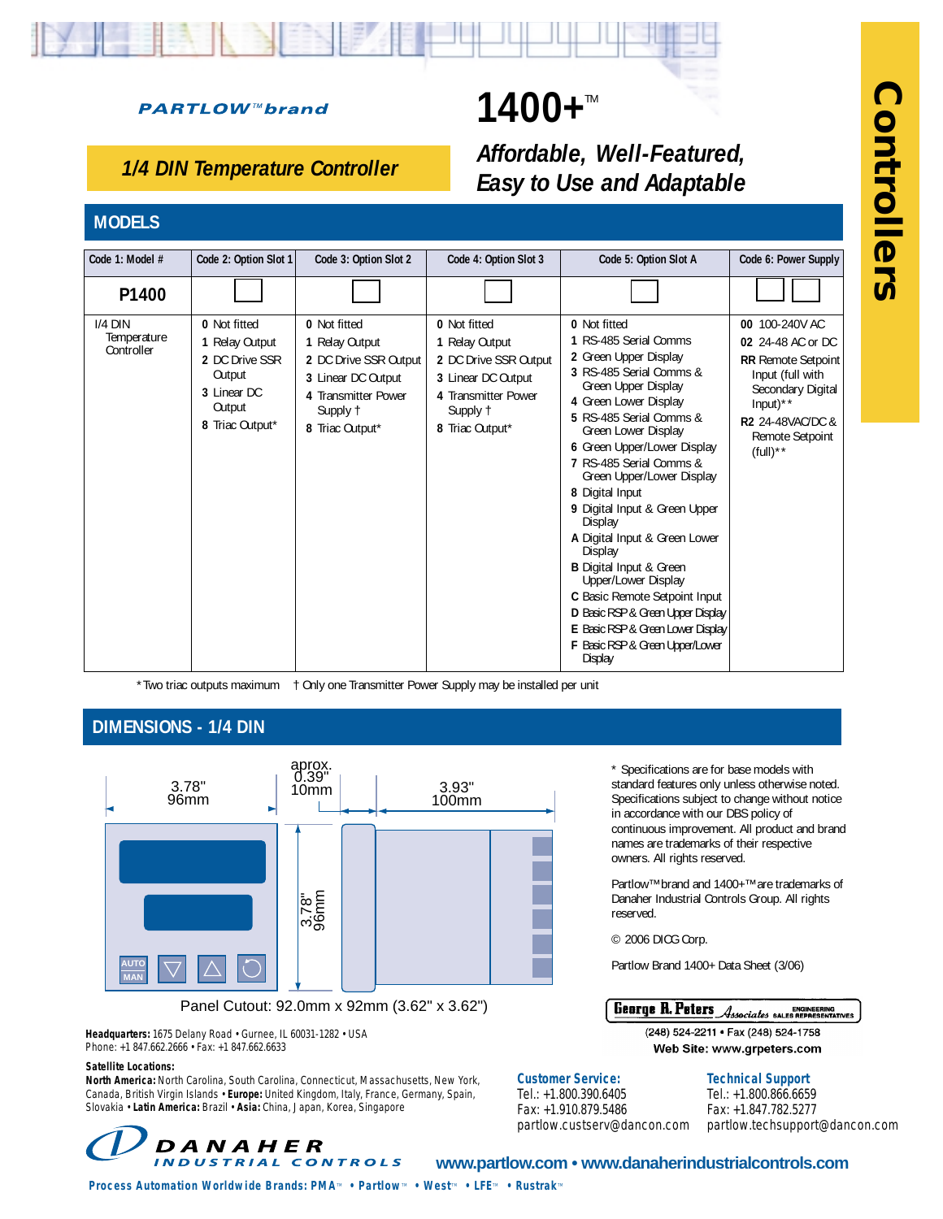*PARTLOW™brand*

# 1400+™

## 1/4 DIN Temperature Controller

*Affordable, Well-Featured, Easy to Use and Adaptable*

**Controllers**

## MODELS

| Code 1: Model # | Code 2: Option Slot 1 | Code 3: Option Slot 2 | Code 4: Option Slot 3 | Code 5: Option Slot A | Code 6: Power Supply |
|---|---|---|---|---|---|
| **P1400** | ☐ | ☐ | ☐ | ☐ | ☐☐ |
| I/4 DIN Temperature Controller | **0** Not fitted<br>**1** Relay Output<br>**2** DC Drive SSR Output<br>**3** Linear DC Output<br>**8** Triac Output* | **0** Not fitted<br>**1** Relay Output<br>**2** DC Drive SSR Output<br>**3** Linear DC Output<br>**4** Transmitter Power Supply †<br>**8** Triac Output* | **0** Not fitted<br>**1** Relay Output<br>**2** DC Drive SSR Output<br>**3** Linear DC Output<br>**4** Transmitter Power Supply †<br>**8** Triac Output* | **0** Not fitted<br>**1** RS-485 Serial Comms<br>**2** Green Upper Display<br>**3** RS-485 Serial Comms & Green Upper Display<br>**4** Green Lower Display<br>**5** RS-485 Serial Comms & Green Lower Display<br>**6** Green Upper/Lower Display<br>**7** RS-485 Serial Comms & Green Upper/Lower Display<br>**8** Digital Input<br>**9** Digital Input & Green Upper Display<br>**A** Digital Input & Green Lower Display<br>**B** Digital Input & Green Upper/Lower Display<br>**C** Basic Remote Setpoint Input<br>**D** Basic RSP & Green Upper Display<br>**E** Basic RSP & Green Lower Display<br>**F** Basic RSP & Green Upper/Lower Display | **00** 100-240V AC<br>**02** 24-48 AC or DC<br>**RR** Remote Setpoint Input (full with Secondary Digital Input)**<br>**R2** 24-48VAC/DC & Remote Setpoint (full)** |

*Two triac outputs maximum † Only one Transmitter Power Supply may be installed per unit

## DIMENSIONS - 1/4 DIN

3.78" 96mm | aprox. 0.39" 10mm | 3.93" 100mm | 3.78" 96mm

AUTO MAN

Panel Cutout: 92.0mm x 92mm (3.62" x 3.62")

* Specifications are for base models with standard features only unless otherwise noted. Specifications subject to change without notice in accordance with our DBS policy of continuous improvement. All product and brand names are trademarks of their respective owners. All rights reserved.

Partlow™brand and 1400+™are trademarks of Danaher Industrial Controls Group. All rights reserved.

© 2006 DICG Corp.

Partlow Brand 1400+ Data Sheet (3/06)

George R. Peters Associates ENGINEERING SALES REPRESENTATIVES
(248) 524-2211 • Fax (248) 524-1758
Web Site: www.grpeters.com

**Headquarters:** 1675 Delany Road • Gurnee, IL 60031-1282 • USA
Phone: +1 847.662.2666 • Fax: +1 847.662.6633

**Satellite Locations:**
**North America:** North Carolina, South Carolina, Connecticut, Massachusetts, New York, Canada, British Virgin Islands • **Europe:** United Kingdom, Italy, France, Germany, Spain, Slovakia • **Latin America:** Brazil • **Asia:** China, Japan, Korea, Singapore

**Customer Service:**
Tel.: +1.800.390.6405
Fax: +1.910.879.5486
partlow.custserv@dancon.com

**Technical Support**
Tel.: +1.800.866.6659
Fax: +1.847.782.5277
partlow.techsupport@dancon.com

DANAHER INDUSTRIAL CONTROLS

www.partlow.com • www.danaherindustrialcontrols.com

Process Automation Worldwide Brands: PMA™ • Partlow™ • West™ • LFE™ • Rustrak™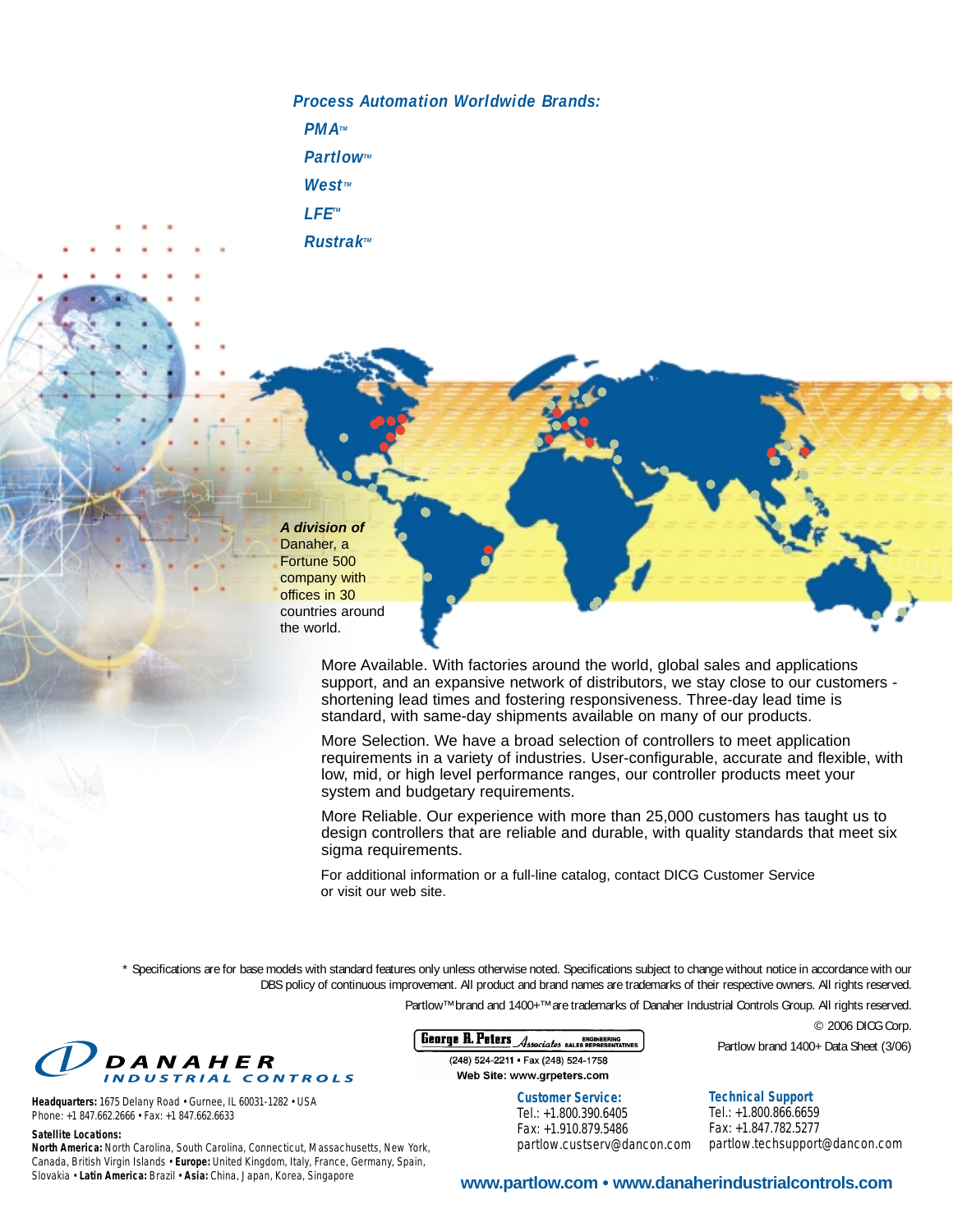### *Process Automation Worldwide Brands:*

- ***PMA™***
- ***Partlow™***
- ***West™***
- ***LFE™***
- ***Rustrak™***

***A division of*** Danaher, a Fortune 500 company with offices in 30 countries around the world.

More Available. With factories around the world, global sales and applications support, and an expansive network of distributors, we stay close to our customers - shortening lead times and fostering responsiveness. Three-day lead time is standard, with same-day shipments available on many of our products.

More Selection. We have a broad selection of controllers to meet application requirements in a variety of industries. User-configurable, accurate and flexible, with low, mid, or high level performance ranges, our controller products meet your system and budgetary requirements.

More Reliable. Our experience with more than 25,000 customers has taught us to design controllers that are reliable and durable, with quality standards that meet six sigma requirements.

For additional information or a full-line catalog, contact DICG Customer Service or visit our web site.

* Specifications are for base models with standard features only unless otherwise noted. Specifications subject to change without notice in accordance with our DBS policy of continuous improvement. All product and brand names are trademarks of their respective owners. All rights reserved.

Partlow™ brand and 1400+™ are trademarks of Danaher Industrial Controls Group. All rights reserved.

© 2006 DICG Corp.

Partlow brand 1400+ Data Sheet (3/06)

**DANAHER INDUSTRIAL CONTROLS**

**Headquarters:** 1675 Delany Road • Gurnee, IL 60031-1282 • USA
Phone: +1 847.662.2666 • Fax: +1 847.662.6633

**Satellite Locations:**
**North America:** North Carolina, South Carolina, Connecticut, Massachusetts, New York, Canada, British Virgin Islands • **Europe:** United Kingdom, Italy, France, Germany, Spain, Slovakia • **Latin America:** Brazil • **Asia:** China, Japan, Korea, Singapore

**George R. Peters Associates** ENGINEERING SALES REPRESENTATIVES
(248) 524-2211 • Fax (248) 524-1758
**Web Site: www.grpeters.com**

**Customer Service:**
Tel.: +1.800.390.6405
Fax: +1.910.879.5486
partlow.custserv@dancon.com

**Technical Support**
Tel.: +1.800.866.6659
Fax: +1.847.782.5277
partlow.techsupport@dancon.com

**www.partlow.com • www.danaherindustrialcontrols.com**